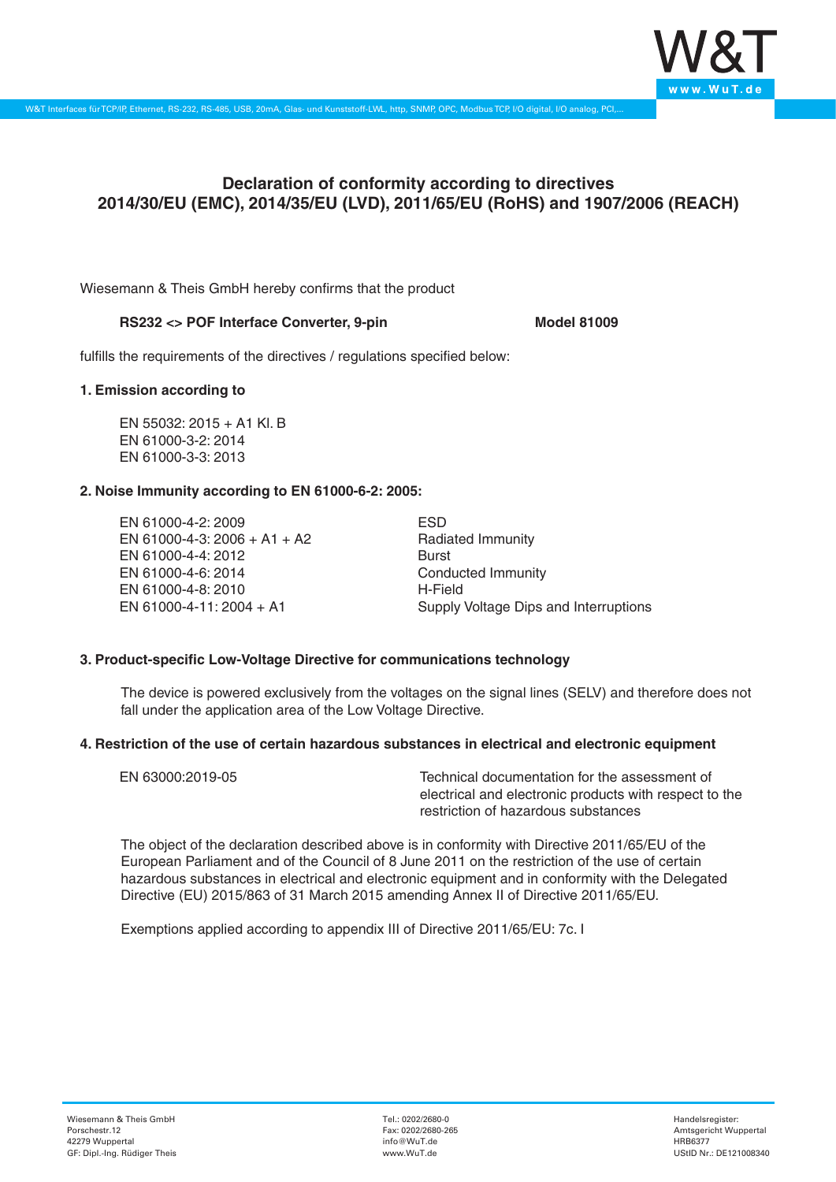# Declaration of conformity according to directives 2014/30/EU (EMC), 2014/35/EU (LVD), 2011/65/EU (RoHS) and 1907/2006 (REACH)

Wiesemann & Theis GmbH hereby confirms that the product

**RS232 <> POF Interface Converter, 9-pin** **Model 81009**

fulfills the requirements of the directives / regulations specified below:

### 1. Emission according to

EN 55032: 2015 + A1 Kl. B
EN 61000-3-2: 2014
EN 61000-3-3: 2013

### 2. Noise Immunity according to EN 61000-6-2: 2005:

| | |
|---|---|
| EN 61000-4-2: 2009 | ESD |
| EN 61000-4-3: 2006 + A1 + A2 | Radiated Immunity |
| EN 61000-4-4: 2012 | Burst |
| EN 61000-4-6: 2014 | Conducted Immunity |
| EN 61000-4-8: 2010 | H-Field |
| EN 61000-4-11: 2004 + A1 | Supply Voltage Dips and Interruptions |

### 3. Product-specific Low-Voltage Directive for communications technology

The device is powered exclusively from the voltages on the signal lines (SELV) and therefore does not fall under the application area of the Low Voltage Directive.

### 4. Restriction of the use of certain hazardous substances in electrical and electronic equipment

| | |
|---|---|
| EN 63000:2019-05 | Technical documentation for the assessment of electrical and electronic products with respect to the restriction of hazardous substances |

The object of the declaration described above is in conformity with Directive 2011/65/EU of the European Parliament and of the Council of 8 June 2011 on the restriction of the use of certain hazardous substances in electrical and electronic equipment and in conformity with the Delegated Directive (EU) 2015/863 of 31 March 2015 amending Annex II of Directive 2011/65/EU.

Exemptions applied according to appendix III of Directive 2011/65/EU: 7c. I

Wiesemann & Theis GmbH
Porschestr.12
42279 Wuppertal
GF: Dipl.-Ing. Rüdiger Theis

Tel.: 0202/2680-0
Fax: 0202/2680-265
info@WuT.de
www.WuT.de

Handelsregister:
Amtsgericht Wuppertal
HRB6377
UStID Nr.: DE121008340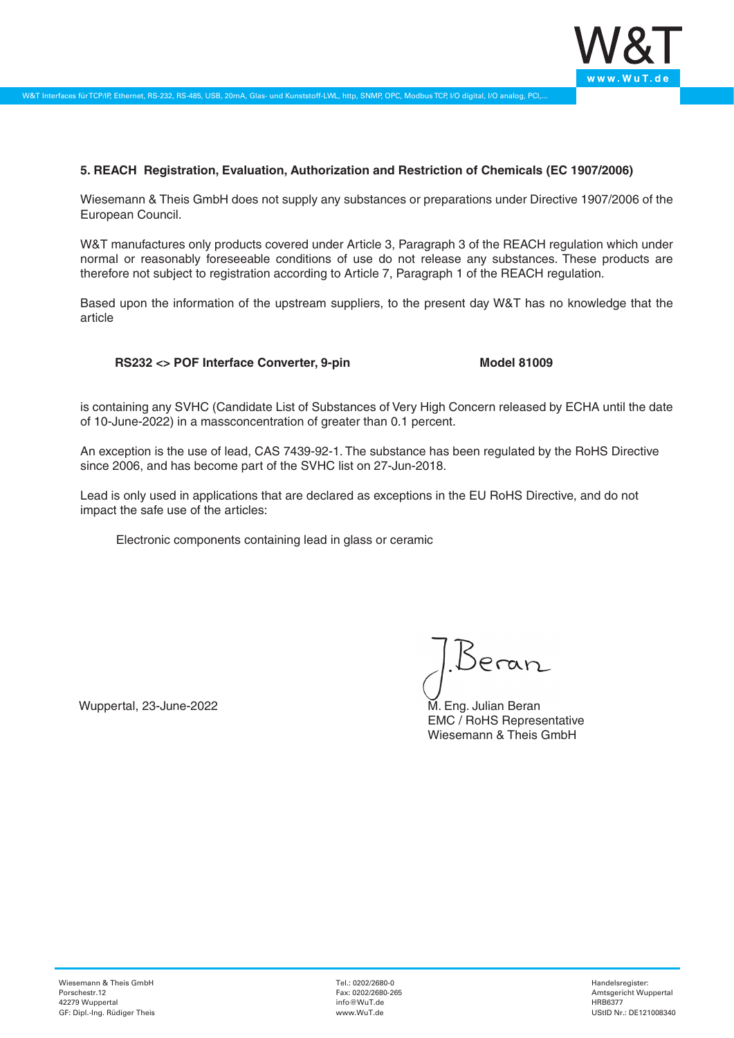### 5. REACH Registration, Evaluation, Authorization and Restriction of Chemicals (EC 1907/2006)

Wiesemann & Theis GmbH does not supply any substances or preparations under Directive 1907/2006 of the European Council.

W&T manufactures only products covered under Article 3, Paragraph 3 of the REACH regulation which under normal or reasonably foreseeable conditions of use do not release any substances. These products are therefore not subject to registration according to Article 7, Paragraph 1 of the REACH regulation.

Based upon the information of the upstream suppliers, to the present day W&T has no knowledge that the article

**RS232 <> POF Interface Converter, 9-pin** **Model 81009**

is containing any SVHC (Candidate List of Substances of Very High Concern released by ECHA until the date of 10-June-2022) in a massconcentration of greater than 0.1 percent.

An exception is the use of lead, CAS 7439-92-1. The substance has been regulated by the RoHS Directive since 2006, and has become part of the SVHC list on 27-Jun-2018.

Lead is only used in applications that are declared as exceptions in the EU RoHS Directive, and do not impact the safe use of the articles:

Electronic components containing lead in glass or ceramic

Wuppertal, 23-June-2022

J. Beran

M. Eng. Julian Beran
EMC / RoHS Representative
Wiesemann & Theis GmbH